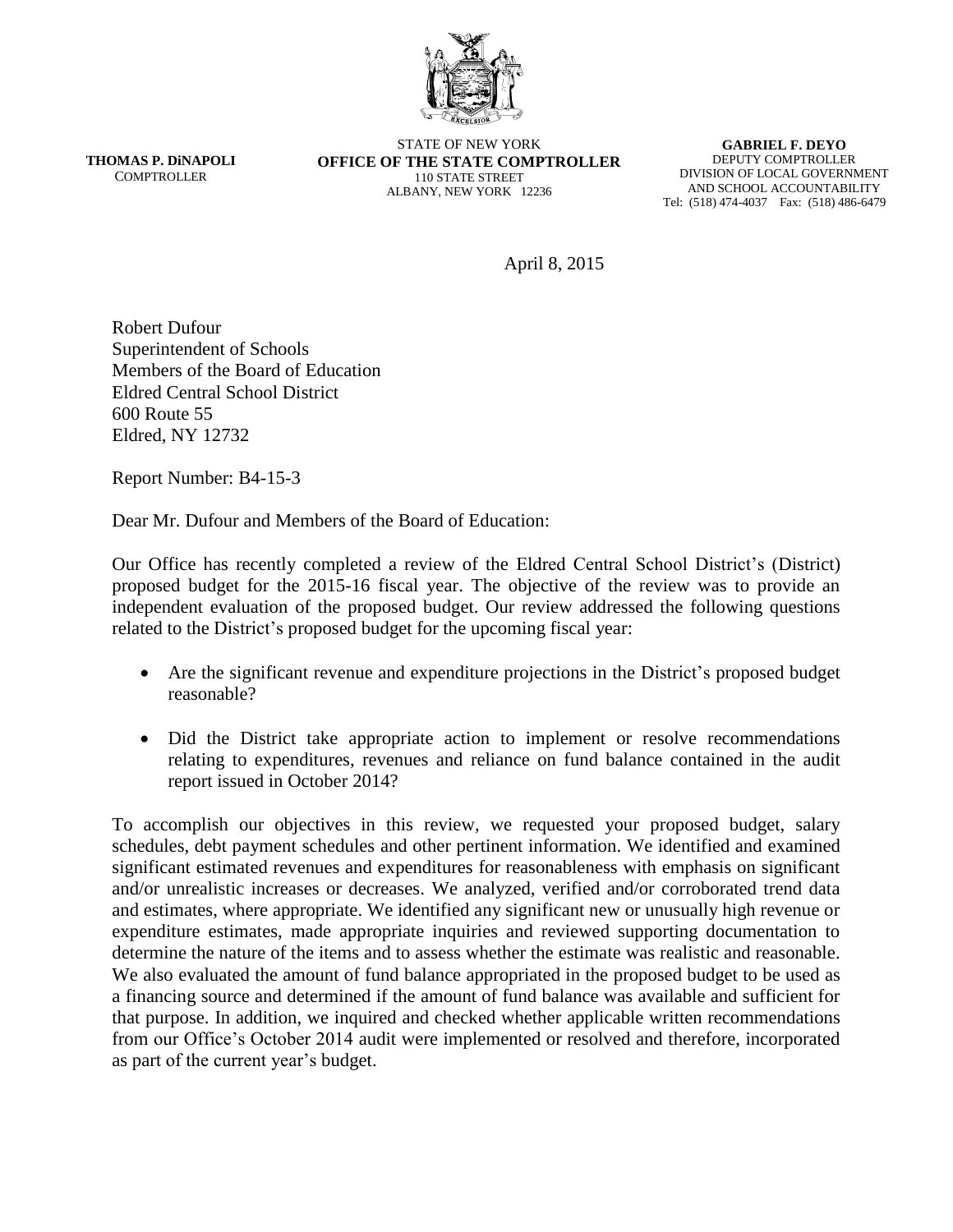**THOMAS P. DiNAPOLI**
COMPTROLLER

STATE OF NEW YORK
**OFFICE OF THE STATE COMPTROLLER**
110 STATE STREET
ALBANY, NEW YORK 12236

**GABRIEL F. DEYO**
DEPUTY COMPTROLLER
DIVISION OF LOCAL GOVERNMENT
AND SCHOOL ACCOUNTABILITY
Tel: (518) 474-4037 Fax: (518) 486-6479

April 8, 2015

Robert Dufour
Superintendent of Schools
Members of the Board of Education
Eldred Central School District
600 Route 55
Eldred, NY 12732

Report Number: B4-15-3

Dear Mr. Dufour and Members of the Board of Education:

Our Office has recently completed a review of the Eldred Central School District's (District) proposed budget for the 2015-16 fiscal year. The objective of the review was to provide an independent evaluation of the proposed budget. Our review addressed the following questions related to the District's proposed budget for the upcoming fiscal year:

- Are the significant revenue and expenditure projections in the District's proposed budget reasonable?
- Did the District take appropriate action to implement or resolve recommendations relating to expenditures, revenues and reliance on fund balance contained in the audit report issued in October 2014?

To accomplish our objectives in this review, we requested your proposed budget, salary schedules, debt payment schedules and other pertinent information. We identified and examined significant estimated revenues and expenditures for reasonableness with emphasis on significant and/or unrealistic increases or decreases. We analyzed, verified and/or corroborated trend data and estimates, where appropriate. We identified any significant new or unusually high revenue or expenditure estimates, made appropriate inquiries and reviewed supporting documentation to determine the nature of the items and to assess whether the estimate was realistic and reasonable. We also evaluated the amount of fund balance appropriated in the proposed budget to be used as a financing source and determined if the amount of fund balance was available and sufficient for that purpose. In addition, we inquired and checked whether applicable written recommendations from our Office's October 2014 audit were implemented or resolved and therefore, incorporated as part of the current year's budget.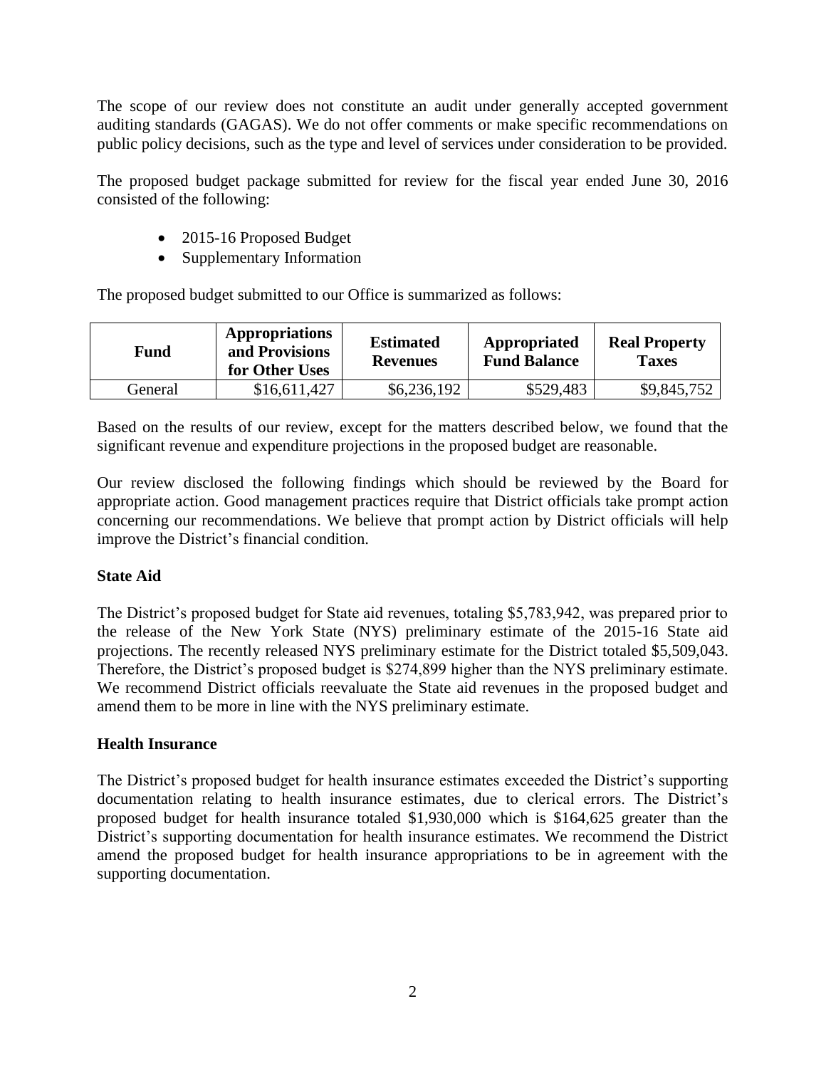The scope of our review does not constitute an audit under generally accepted government auditing standards (GAGAS). We do not offer comments or make specific recommendations on public policy decisions, such as the type and level of services under consideration to be provided.

The proposed budget package submitted for review for the fiscal year ended June 30, 2016 consisted of the following:

- 2015-16 Proposed Budget
- Supplementary Information

The proposed budget submitted to our Office is summarized as follows:

| Fund | Appropriations and Provisions for Other Uses | Estimated Revenues | Appropriated Fund Balance | Real Property Taxes |
|---|---|---|---|---|
| General | $16,611,427 | $6,236,192 | $529,483 | $9,845,752 |

Based on the results of our review, except for the matters described below, we found that the significant revenue and expenditure projections in the proposed budget are reasonable.

Our review disclosed the following findings which should be reviewed by the Board for appropriate action. Good management practices require that District officials take prompt action concerning our recommendations. We believe that prompt action by District officials will help improve the District's financial condition.

**State Aid**

The District's proposed budget for State aid revenues, totaling $5,783,942, was prepared prior to the release of the New York State (NYS) preliminary estimate of the 2015-16 State aid projections. The recently released NYS preliminary estimate for the District totaled $5,509,043. Therefore, the District's proposed budget is $274,899 higher than the NYS preliminary estimate. We recommend District officials reevaluate the State aid revenues in the proposed budget and amend them to be more in line with the NYS preliminary estimate.

**Health Insurance**

The District's proposed budget for health insurance estimates exceeded the District's supporting documentation relating to health insurance estimates, due to clerical errors. The District's proposed budget for health insurance totaled $1,930,000 which is $164,625 greater than the District's supporting documentation for health insurance estimates. We recommend the District amend the proposed budget for health insurance appropriations to be in agreement with the supporting documentation.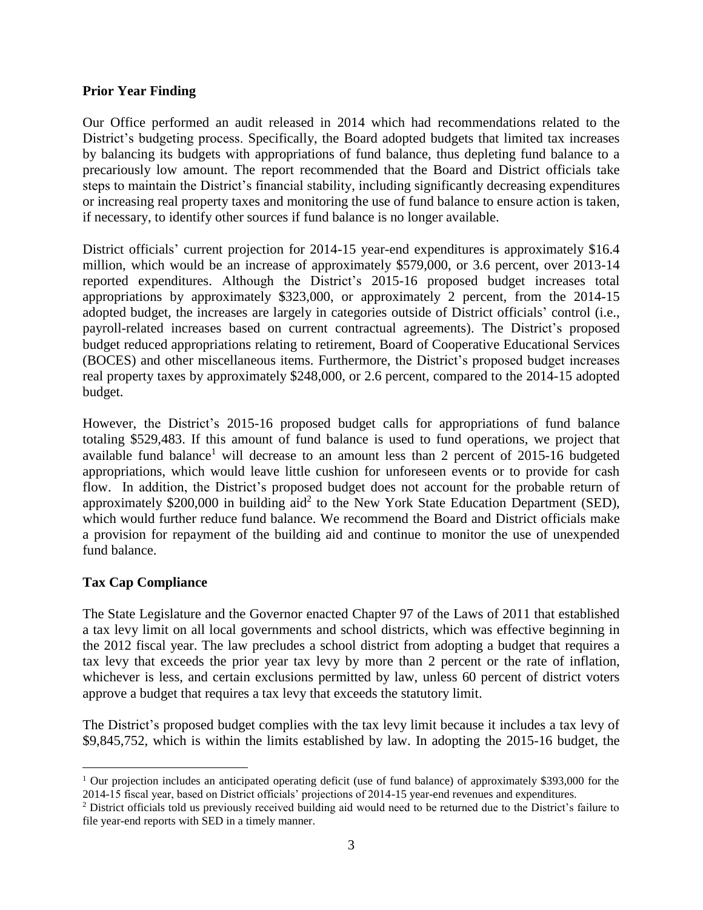**Prior Year Finding**

Our Office performed an audit released in 2014 which had recommendations related to the District's budgeting process. Specifically, the Board adopted budgets that limited tax increases by balancing its budgets with appropriations of fund balance, thus depleting fund balance to a precariously low amount. The report recommended that the Board and District officials take steps to maintain the District's financial stability, including significantly decreasing expenditures or increasing real property taxes and monitoring the use of fund balance to ensure action is taken, if necessary, to identify other sources if fund balance is no longer available.

District officials' current projection for 2014-15 year-end expenditures is approximately $16.4 million, which would be an increase of approximately $579,000, or 3.6 percent, over 2013-14 reported expenditures. Although the District's 2015-16 proposed budget increases total appropriations by approximately $323,000, or approximately 2 percent, from the 2014-15 adopted budget, the increases are largely in categories outside of District officials' control (i.e., payroll-related increases based on current contractual agreements). The District's proposed budget reduced appropriations relating to retirement, Board of Cooperative Educational Services (BOCES) and other miscellaneous items. Furthermore, the District's proposed budget increases real property taxes by approximately $248,000, or 2.6 percent, compared to the 2014-15 adopted budget.

However, the District's 2015-16 proposed budget calls for appropriations of fund balance totaling $529,483. If this amount of fund balance is used to fund operations, we project that available fund balance[1] will decrease to an amount less than 2 percent of 2015-16 budgeted appropriations, which would leave little cushion for unforeseen events or to provide for cash flow. In addition, the District's proposed budget does not account for the probable return of approximately $200,000 in building aid[2] to the New York State Education Department (SED), which would further reduce fund balance. We recommend the Board and District officials make a provision for repayment of the building aid and continue to monitor the use of unexpended fund balance.

**Tax Cap Compliance**

The State Legislature and the Governor enacted Chapter 97 of the Laws of 2011 that established a tax levy limit on all local governments and school districts, which was effective beginning in the 2012 fiscal year. The law precludes a school district from adopting a budget that requires a tax levy that exceeds the prior year tax levy by more than 2 percent or the rate of inflation, whichever is less, and certain exclusions permitted by law, unless 60 percent of district voters approve a budget that requires a tax levy that exceeds the statutory limit.

The District's proposed budget complies with the tax levy limit because it includes a tax levy of $9,845,752, which is within the limits established by law. In adopting the 2015-16 budget, the

---

[1] Our projection includes an anticipated operating deficit (use of fund balance) of approximately $393,000 for the 2014-15 fiscal year, based on District officials' projections of 2014-15 year-end revenues and expenditures.

[2] District officials told us previously received building aid would need to be returned due to the District's failure to file year-end reports with SED in a timely manner.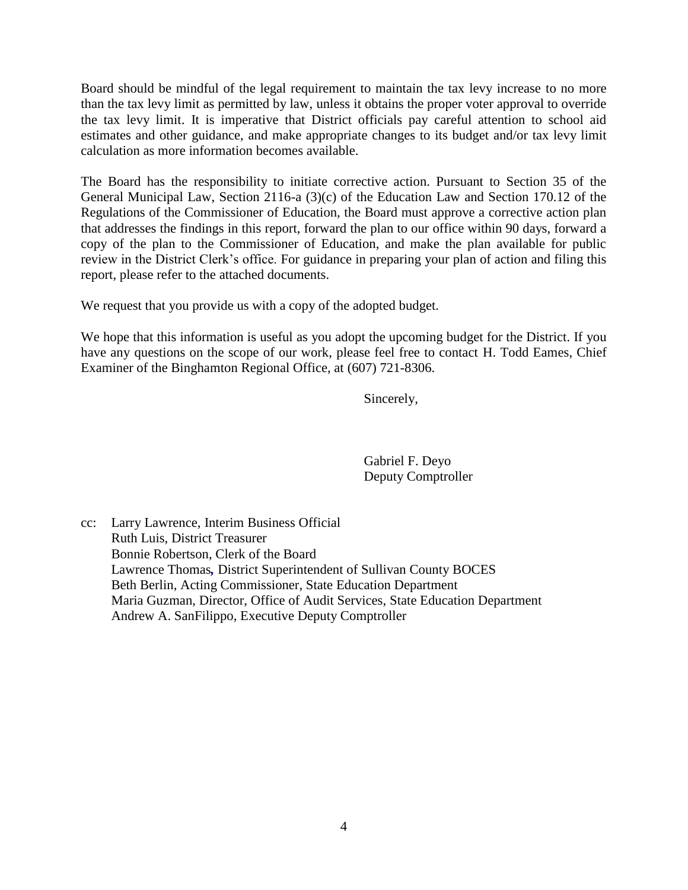Board should be mindful of the legal requirement to maintain the tax levy increase to no more than the tax levy limit as permitted by law, unless it obtains the proper voter approval to override the tax levy limit. It is imperative that District officials pay careful attention to school aid estimates and other guidance, and make appropriate changes to its budget and/or tax levy limit calculation as more information becomes available.

The Board has the responsibility to initiate corrective action. Pursuant to Section 35 of the General Municipal Law, Section 2116-a (3)(c) of the Education Law and Section 170.12 of the Regulations of the Commissioner of Education, the Board must approve a corrective action plan that addresses the findings in this report, forward the plan to our office within 90 days, forward a copy of the plan to the Commissioner of Education, and make the plan available for public review in the District Clerk's office. For guidance in preparing your plan of action and filing this report, please refer to the attached documents.

We request that you provide us with a copy of the adopted budget.

We hope that this information is useful as you adopt the upcoming budget for the District. If you have any questions on the scope of our work, please feel free to contact H. Todd Eames, Chief Examiner of the Binghamton Regional Office, at (607) 721-8306.

Sincerely,

Gabriel F. Deyo
Deputy Comptroller

cc: Larry Lawrence, Interim Business Official
Ruth Luis, District Treasurer
Bonnie Robertson, Clerk of the Board
Lawrence Thomas, District Superintendent of Sullivan County BOCES
Beth Berlin, Acting Commissioner, State Education Department
Maria Guzman, Director, Office of Audit Services, State Education Department
Andrew A. SanFilippo, Executive Deputy Comptroller